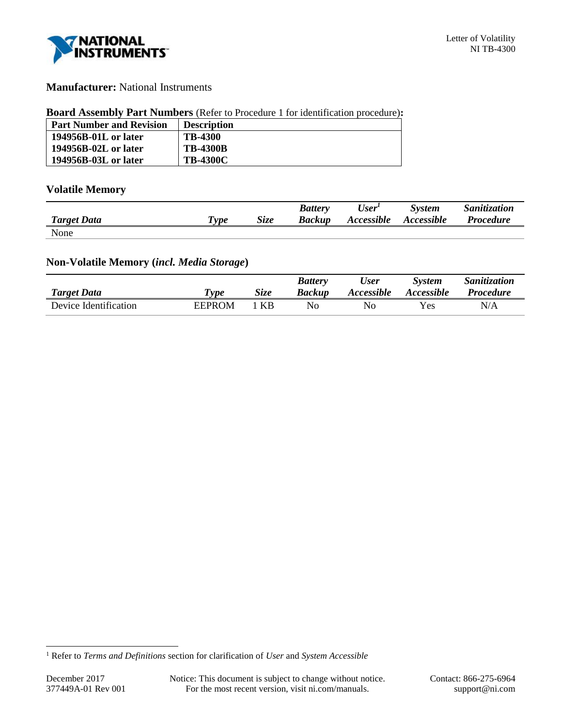Letter of Volatility
NI TB-4300

**Manufacturer:** National Instruments

**Board Assembly Part Numbers** (Refer to Procedure 1 for identification procedure)**:**

| Part Number and Revision | Description |
|---|---|
| **194956B-01L or later** | **TB-4300** |
| **194956B-02L or later** | **TB-4300B** |
| **194956B-03L or later** | **TB-4300C** |

### Volatile Memory

| *Target Data* | *Type* | *Size* | *Battery Backup* | *User[1] Accessible* | *System Accessible* | *Sanitization Procedure* |
|---|---|---|---|---|---|---|
| None | | | | | | |

### Non-Volatile Memory (*incl. Media Storage*)

| *Target Data* | *Type* | *Size* | *Battery Backup* | *User Accessible* | *System Accessible* | *Sanitization Procedure* |
|---|---|---|---|---|---|---|
| Device Identification | EEPROM | 1 KB | No | No | Yes | N/A |

[1] Refer to *Terms and Definitions* section for clarification of *User* and *System Accessible*

December 2017
377449A-01 Rev 001

Notice: This document is subject to change without notice.
For the most recent version, visit ni.com/manuals.

Contact: 866-275-6964
support@ni.com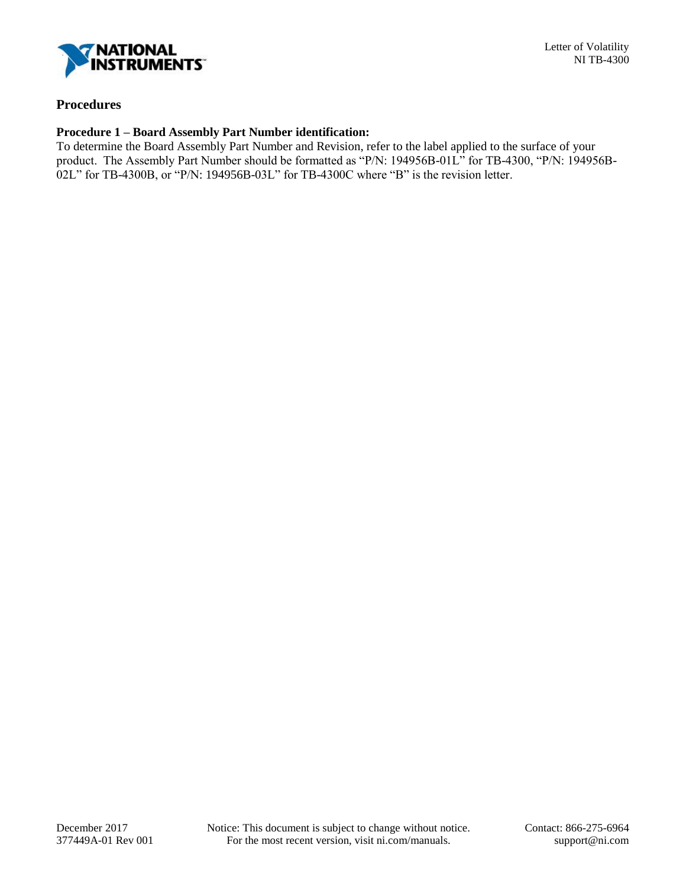## Procedures

**Procedure 1 – Board Assembly Part Number identification:**
To determine the Board Assembly Part Number and Revision, refer to the label applied to the surface of your product. The Assembly Part Number should be formatted as "P/N: 194956B-01L" for TB-4300, "P/N: 194956B-02L" for TB-4300B, or "P/N: 194956B-03L" for TB-4300C where "B" is the revision letter.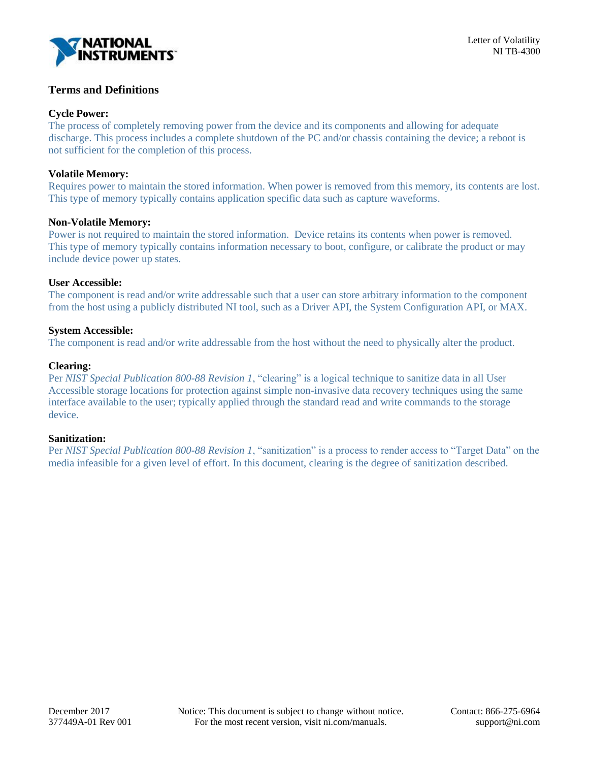## Terms and Definitions

**Cycle Power:**
The process of completely removing power from the device and its components and allowing for adequate discharge. This process includes a complete shutdown of the PC and/or chassis containing the device; a reboot is not sufficient for the completion of this process.

**Volatile Memory:**
Requires power to maintain the stored information. When power is removed from this memory, its contents are lost. This type of memory typically contains application specific data such as capture waveforms.

**Non-Volatile Memory:**
Power is not required to maintain the stored information. Device retains its contents when power is removed. This type of memory typically contains information necessary to boot, configure, or calibrate the product or may include device power up states.

**User Accessible:**
The component is read and/or write addressable such that a user can store arbitrary information to the component from the host using a publicly distributed NI tool, such as a Driver API, the System Configuration API, or MAX.

**System Accessible:**
The component is read and/or write addressable from the host without the need to physically alter the product.

**Clearing:**
Per *NIST Special Publication 800-88 Revision 1*, "clearing" is a logical technique to sanitize data in all User Accessible storage locations for protection against simple non-invasive data recovery techniques using the same interface available to the user; typically applied through the standard read and write commands to the storage device.

**Sanitization:**
Per *NIST Special Publication 800-88 Revision 1*, "sanitization" is a process to render access to "Target Data" on the media infeasible for a given level of effort. In this document, clearing is the degree of sanitization described.